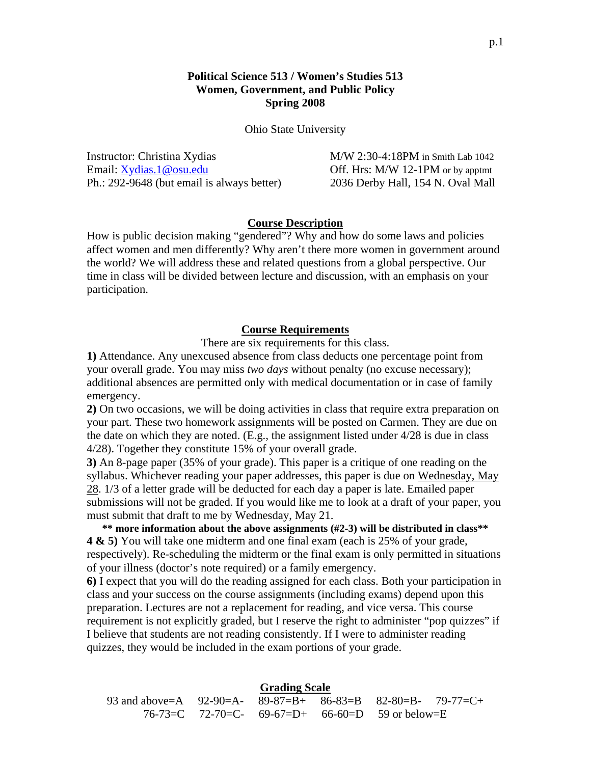**Political Science 513 / Women's Studies 513**
**Women, Government, and Public Policy**
**Spring 2008**

Ohio State University

Instructor: Christina Xydias
Email: [Xydias.1@osu.edu](mailto:Xydias.1@osu.edu)
Ph.: 292-9648 (but email is always better)

M/W 2:30-4:18PM in Smith Lab 1042
Off. Hrs: M/W 12-1PM or by apptmt
2036 Derby Hall, 154 N. Oval Mall

## Course Description

How is public decision making "gendered"? Why and how do some laws and policies affect women and men differently? Why aren't there more women in government around the world? We will address these and related questions from a global perspective. Our time in class will be divided between lecture and discussion, with an emphasis on your participation.

## Course Requirements

There are six requirements for this class.

**1)** Attendance. Any unexcused absence from class deducts one percentage point from your overall grade. You may miss *two days* without penalty (no excuse necessary); additional absences are permitted only with medical documentation or in case of family emergency.

**2)** On two occasions, we will be doing activities in class that require extra preparation on your part. These two homework assignments will be posted on Carmen. They are due on the date on which they are noted. (E.g., the assignment listed under 4/28 is due in class 4/28). Together they constitute 15% of your overall grade.

**3)** An 8-page paper (35% of your grade). This paper is a critique of one reading on the syllabus. Whichever reading your paper addresses, this paper is due on <u>Wednesday, May 28</u>. 1/3 of a letter grade will be deducted for each day a paper is late. Emailed paper submissions will not be graded. If you would like me to look at a draft of your paper, you must submit that draft to me by Wednesday, May 21.

**\*\* more information about the above assignments (#2-3) will be distributed in class\*\***

**4 & 5)** You will take one midterm and one final exam (each is 25% of your grade, respectively). Re-scheduling the midterm or the final exam is only permitted in situations of your illness (doctor's note required) or a family emergency.

**6)** I expect that you will do the reading assigned for each class. Both your participation in class and your success on the course assignments (including exams) depend upon this preparation. Lectures are not a replacement for reading, and vice versa. This course requirement is not explicitly graded, but I reserve the right to administer "pop quizzes" if I believe that students are not reading consistently. If I were to administer reading quizzes, they would be included in the exam portions of your grade.

## Grading Scale

93 and above=A 92-90=A- 89-87=B+ 86-83=B 82-80=B- 79-77=C+
76-73=C 72-70=C- 69-67=D+ 66-60=D 59 or below=E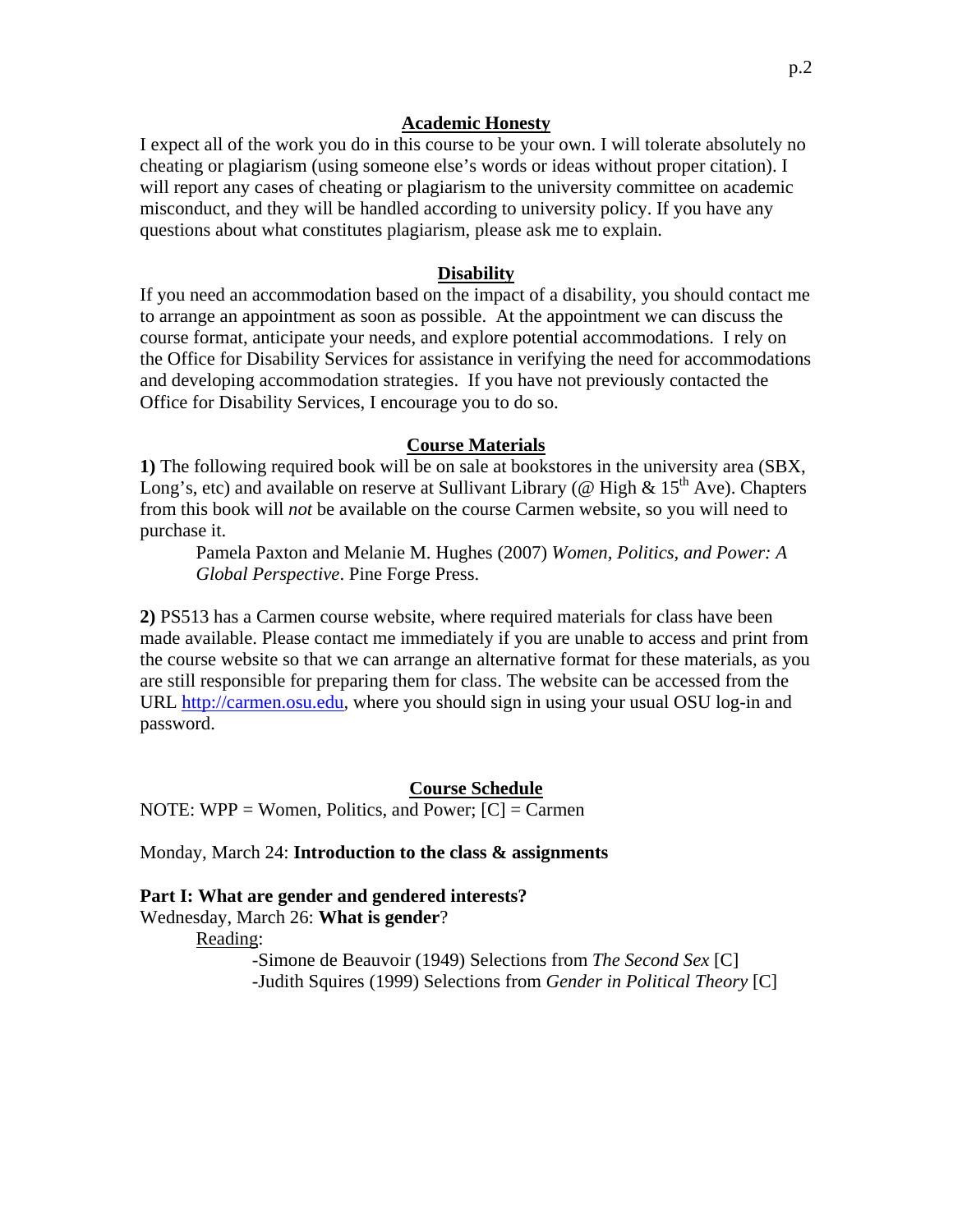## Academic Honesty

I expect all of the work you do in this course to be your own. I will tolerate absolutely no cheating or plagiarism (using someone else's words or ideas without proper citation). I will report any cases of cheating or plagiarism to the university committee on academic misconduct, and they will be handled according to university policy. If you have any questions about what constitutes plagiarism, please ask me to explain.

## Disability

If you need an accommodation based on the impact of a disability, you should contact me to arrange an appointment as soon as possible. At the appointment we can discuss the course format, anticipate your needs, and explore potential accommodations. I rely on the Office for Disability Services for assistance in verifying the need for accommodations and developing accommodation strategies. If you have not previously contacted the Office for Disability Services, I encourage you to do so.

## Course Materials

**1)** The following required book will be on sale at bookstores in the university area (SBX, Long's, etc) and available on reserve at Sullivant Library (@ High & 15th Ave). Chapters from this book will *not* be available on the course Carmen website, so you will need to purchase it.

> Pamela Paxton and Melanie M. Hughes (2007) *Women, Politics, and Power: A Global Perspective*. Pine Forge Press.

**2)** PS513 has a Carmen course website, where required materials for class have been made available. Please contact me immediately if you are unable to access and print from the course website so that we can arrange an alternative format for these materials, as you are still responsible for preparing them for class. The website can be accessed from the URL http://carmen.osu.edu, where you should sign in using your usual OSU log-in and password.

## Course Schedule

NOTE: WPP = Women, Politics, and Power; [C] = Carmen

Monday, March 24: **Introduction to the class & assignments**

**Part I: What are gender and gendered interests?**

Wednesday, March 26: **What is gender**?

Reading:

- Simone de Beauvoir (1949) Selections from *The Second Sex* [C]
- Judith Squires (1999) Selections from *Gender in Political Theory* [C]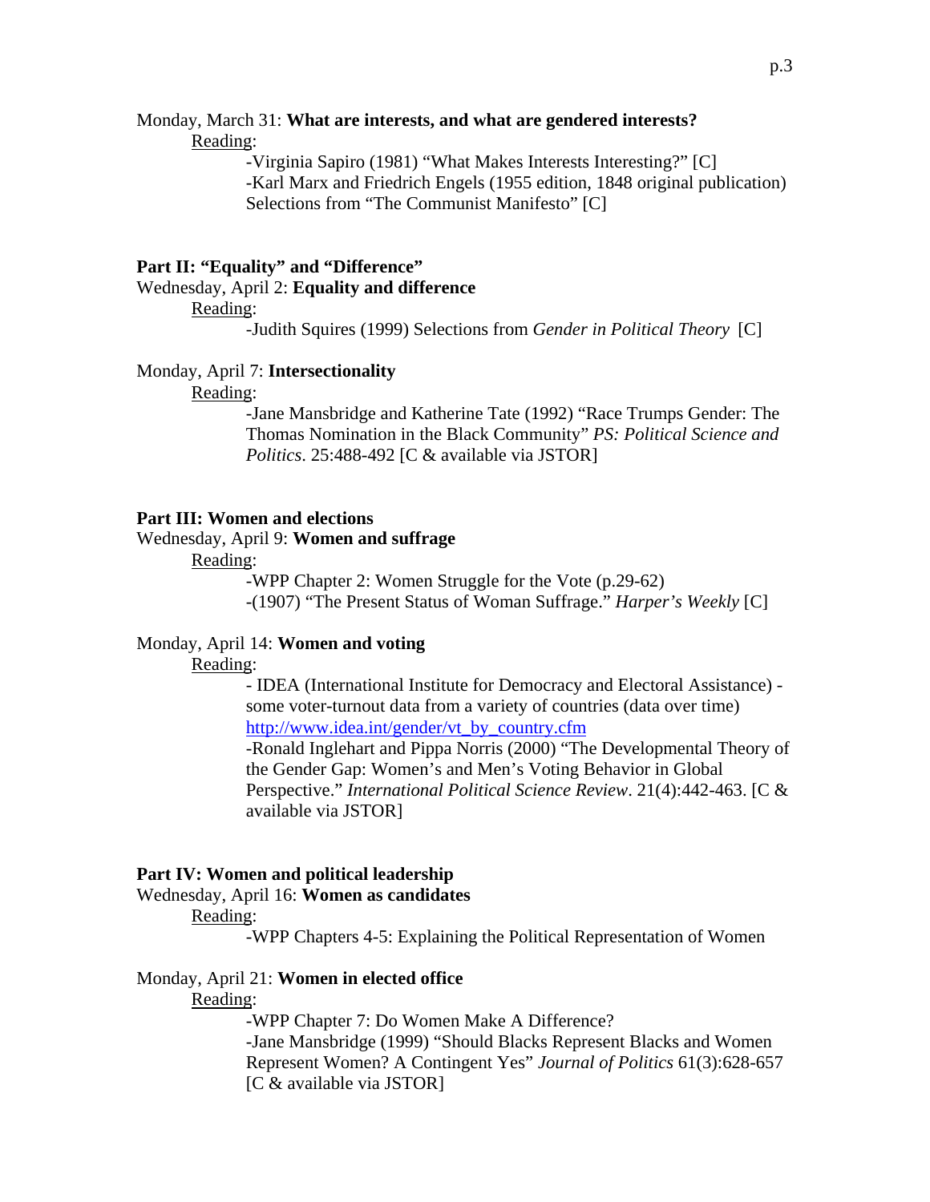Monday, March 31: **What are interests, and what are gendered interests?**

<u>Reading</u>:

-Virginia Sapiro (1981) "What Makes Interests Interesting?" [C]
-Karl Marx and Friedrich Engels (1955 edition, 1848 original publication) Selections from "The Communist Manifesto" [C]

## Part II: "Equality" and "Difference"

Wednesday, April 2: **Equality and difference**

<u>Reading</u>:

-Judith Squires (1999) Selections from *Gender in Political Theory* [C]

Monday, April 7: **Intersectionality**

<u>Reading</u>:

-Jane Mansbridge and Katherine Tate (1992) "Race Trumps Gender: The Thomas Nomination in the Black Community" *PS: Political Science and Politics*. 25:488-492 [C & available via JSTOR]

## Part III: Women and elections

Wednesday, April 9: **Women and suffrage**

<u>Reading</u>:

-WPP Chapter 2: Women Struggle for the Vote (p.29-62)
-(1907) "The Present Status of Woman Suffrage." *Harper's Weekly* [C]

Monday, April 14: **Women and voting**

<u>Reading</u>:

- IDEA (International Institute for Democracy and Electoral Assistance) - some voter-turnout data from a variety of countries (data over time) http://www.idea.int/gender/vt_by_country.cfm
-Ronald Inglehart and Pippa Norris (2000) "The Developmental Theory of the Gender Gap: Women's and Men's Voting Behavior in Global Perspective." *International Political Science Review*. 21(4):442-463. [C & available via JSTOR]

## Part IV: Women and political leadership

Wednesday, April 16: **Women as candidates**

<u>Reading</u>:

-WPP Chapters 4-5: Explaining the Political Representation of Women

Monday, April 21: **Women in elected office**

<u>Reading</u>:

-WPP Chapter 7: Do Women Make A Difference?
-Jane Mansbridge (1999) "Should Blacks Represent Blacks and Women Represent Women? A Contingent Yes" *Journal of Politics* 61(3):628-657 [C & available via JSTOR]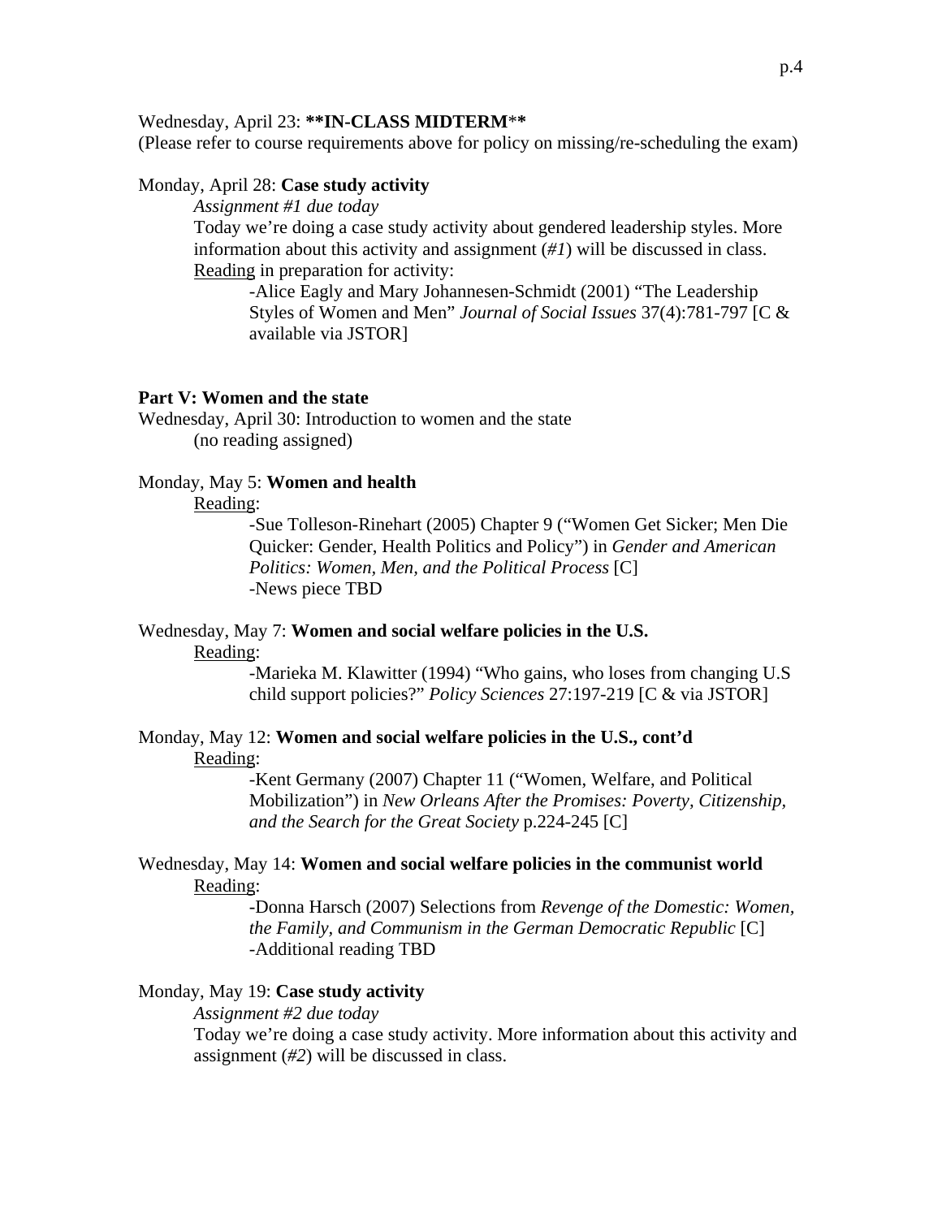Wednesday, April 23: **\*\*IN-CLASS MIDTERM\*\***
(Please refer to course requirements above for policy on missing/re-scheduling the exam)

Monday, April 28: **Case study activity**

*Assignment #1 due today*

Today we're doing a case study activity about gendered leadership styles. More information about this activity and assignment (*#1*) will be discussed in class.

Reading in preparation for activity:

-Alice Eagly and Mary Johannesen-Schmidt (2001) "The Leadership Styles of Women and Men" *Journal of Social Issues* 37(4):781-797 [C & available via JSTOR]

**Part V: Women and the state**

Wednesday, April 30: Introduction to women and the state
(no reading assigned)

Monday, May 5: **Women and health**

Reading:

-Sue Tolleson-Rinehart (2005) Chapter 9 ("Women Get Sicker; Men Die Quicker: Gender, Health Politics and Policy") in *Gender and American Politics: Women, Men, and the Political Process* [C]
-News piece TBD

Wednesday, May 7: **Women and social welfare policies in the U.S.**

Reading:

-Marieka M. Klawitter (1994) "Who gains, who loses from changing U.S child support policies?" *Policy Sciences* 27:197-219 [C & via JSTOR]

Monday, May 12: **Women and social welfare policies in the U.S., cont'd**

Reading:

-Kent Germany (2007) Chapter 11 ("Women, Welfare, and Political Mobilization") in *New Orleans After the Promises: Poverty, Citizenship, and the Search for the Great Society* p.224-245 [C]

Wednesday, May 14: **Women and social welfare policies in the communist world**

Reading:

-Donna Harsch (2007) Selections from *Revenge of the Domestic: Women, the Family, and Communism in the German Democratic Republic* [C]
-Additional reading TBD

Monday, May 19: **Case study activity**

*Assignment #2 due today*

Today we're doing a case study activity. More information about this activity and assignment (*#2*) will be discussed in class.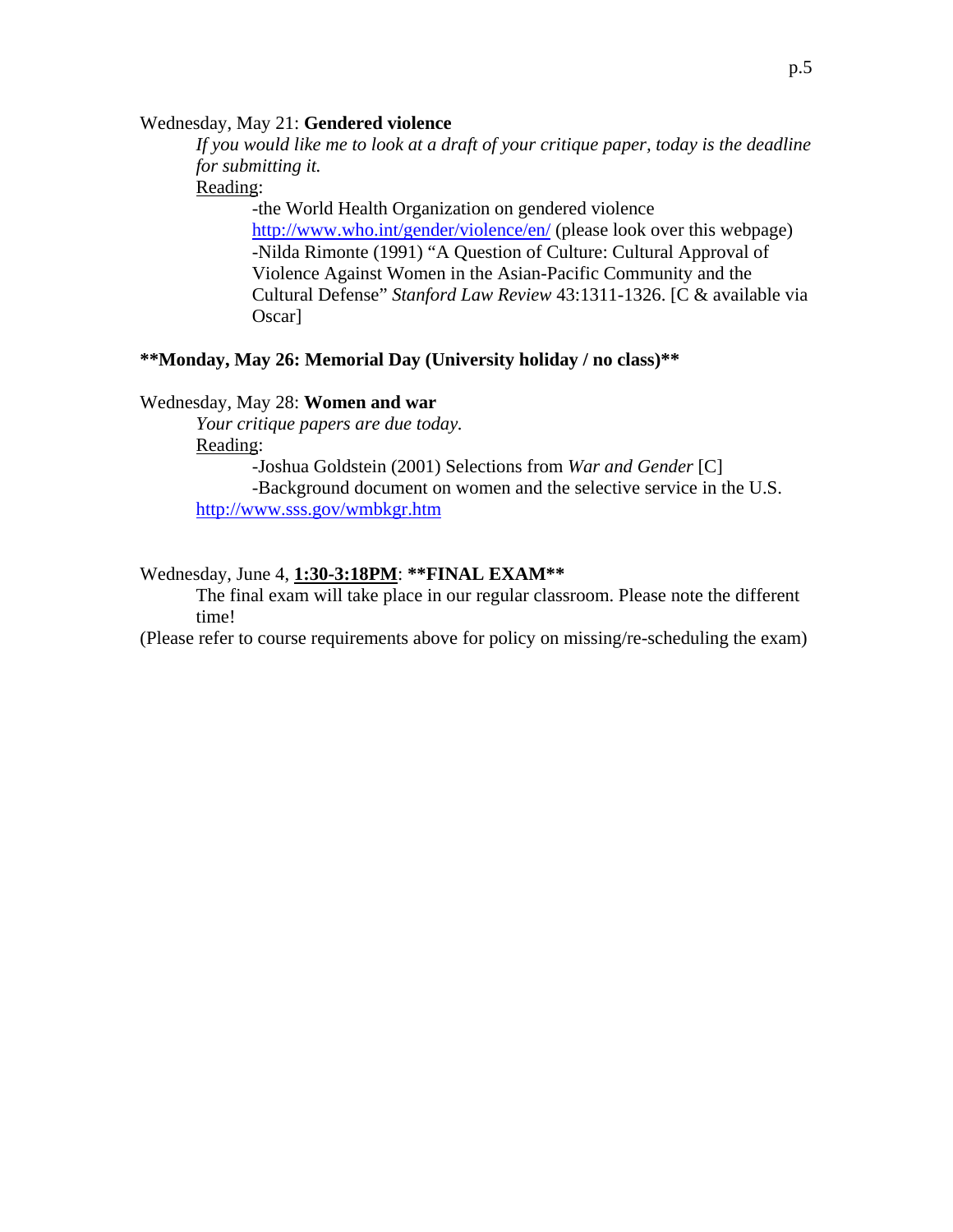Wednesday, May 21: **Gendered violence**

*If you would like me to look at a draft of your critique paper, today is the deadline for submitting it.*

Reading:

-the World Health Organization on gendered violence http://www.who.int/gender/violence/en/ (please look over this webpage)

-Nilda Rimonte (1991) "A Question of Culture: Cultural Approval of Violence Against Women in the Asian-Pacific Community and the Cultural Defense" *Stanford Law Review* 43:1311-1326. [C & available via Oscar]

**\*\*Monday, May 26: Memorial Day (University holiday / no class)\*\***

Wednesday, May 28: **Women and war**

*Your critique papers are due today.*

Reading:

-Joshua Goldstein (2001) Selections from *War and Gender* [C]

-Background document on women and the selective service in the U.S. http://www.sss.gov/wmbkgr.htm

Wednesday, June 4, **1:30-3:18PM**: **\*\*FINAL EXAM\*\***

The final exam will take place in our regular classroom. Please note the different time!

(Please refer to course requirements above for policy on missing/re-scheduling the exam)